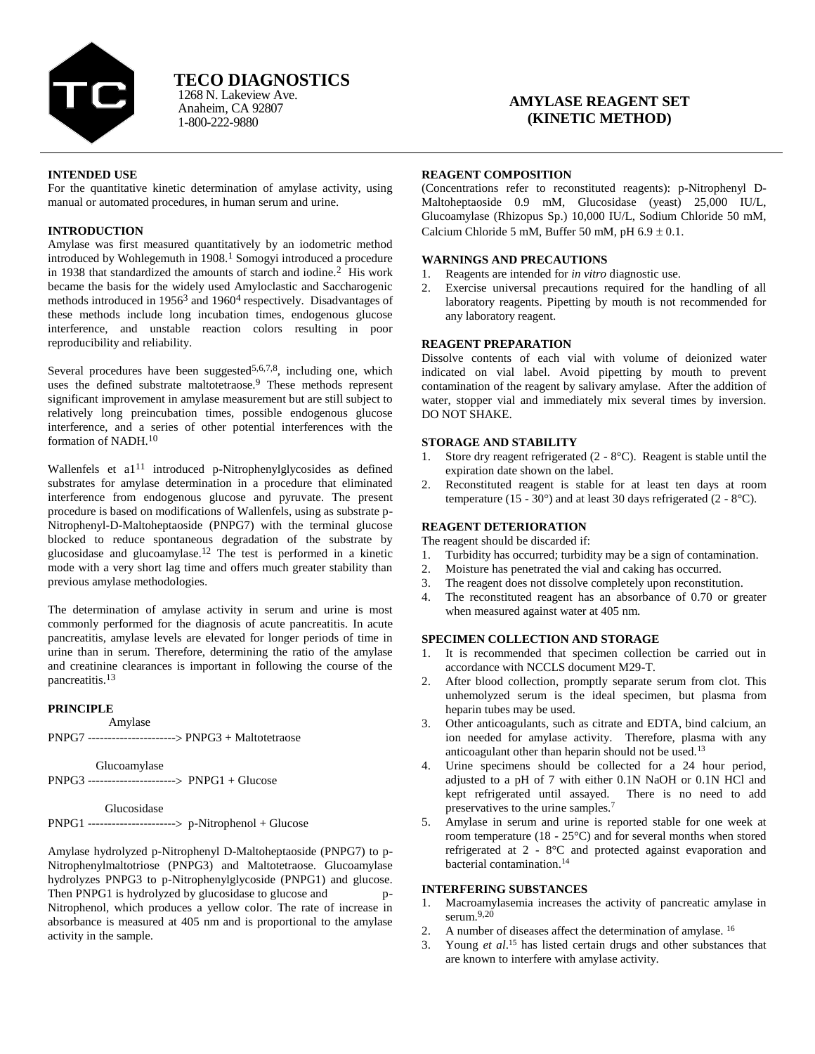# TECO DIAGNOSTICS

1268 N. Lakeview Ave.
Anaheim, CA 92807
1-800-222-9880

## AMYLASE REAGENT SET (KINETIC METHOD)

### INTENDED USE

For the quantitative kinetic determination of amylase activity, using manual or automated procedures, in human serum and urine.

### INTRODUCTION

Amylase was first measured quantitatively by an iodometric method introduced by Wohlegemuth in 1908.[1] Somogyi introduced a procedure in 1938 that standardized the amounts of starch and iodine.[2] His work became the basis for the widely used Amyloclastic and Saccharogenic methods introduced in 1956[3] and 1960[4] respectively. Disadvantages of these methods include long incubation times, endogenous glucose interference, and unstable reaction colors resulting in poor reproducibility and reliability.

Several procedures have been suggested[5,6,7,8], including one, which uses the defined substrate maltotetraose.[9] These methods represent significant improvement in amylase measurement but are still subject to relatively long preincubation times, possible endogenous glucose interference, and a series of other potential interferences with the formation of NADH.[10]

Wallenfels et a1[11] introduced p-Nitrophenylglycosides as defined substrates for amylase determination in a procedure that eliminated interference from endogenous glucose and pyruvate. The present procedure is based on modifications of Wallenfels, using as substrate p-Nitrophenyl-D-Maltoheptaoside (PNPG7) with the terminal glucose blocked to reduce spontaneous degradation of the substrate by glucosidase and glucoamylase.[12] The test is performed in a kinetic mode with a very short lag time and offers much greater stability than previous amylase methodologies.

The determination of amylase activity in serum and urine is most commonly performed for the diagnosis of acute pancreatitis. In acute pancreatitis, amylase levels are elevated for longer periods of time in urine than in serum. Therefore, determining the ratio of the amylase and creatinine clearances is important in following the course of the pancreatitis.[13]

### PRINCIPLE

```
          Amylase
PNPG7 ----------------------> PNPG3 + Maltotetraose

          Glucoamylase
PNPG3 ---------------------->  PNPG1 + Glucose

          Glucosidase
PNPG1 ---------------------->  p-Nitrophenol + Glucose
```

Amylase hydrolyzed p-Nitrophenyl D-Maltoheptaoside (PNPG7) to p-Nitrophenylmaltotriose (PNPG3) and Maltotetraose. Glucoamylase hydrolyzes PNPG3 to p-Nitrophenylglycoside (PNPG1) and glucose. Then PNPG1 is hydrolyzed by glucosidase to glucose and p-Nitrophenol, which produces a yellow color. The rate of increase in absorbance is measured at 405 nm and is proportional to the amylase activity in the sample.

### REAGENT COMPOSITION

(Concentrations refer to reconstituted reagents): p-Nitrophenyl D-Maltoheptaoside 0.9 mM, Glucosidase (yeast) 25,000 IU/L, Glucoamylase (Rhizopus Sp.) 10,000 IU/L, Sodium Chloride 50 mM, Calcium Chloride 5 mM, Buffer 50 mM, pH 6.9 ± 0.1.

### WARNINGS AND PRECAUTIONS

1. Reagents are intended for *in vitro* diagnostic use.
2. Exercise universal precautions required for the handling of all laboratory reagents. Pipetting by mouth is not recommended for any laboratory reagent.

### REAGENT PREPARATION

Dissolve contents of each vial with volume of deionized water indicated on vial label. Avoid pipetting by mouth to prevent contamination of the reagent by salivary amylase. After the addition of water, stopper vial and immediately mix several times by inversion. DO NOT SHAKE.

### STORAGE AND STABILITY

1. Store dry reagent refrigerated (2 - 8°C). Reagent is stable until the expiration date shown on the label.
2. Reconstituted reagent is stable for at least ten days at room temperature (15 - 30°) and at least 30 days refrigerated (2 - 8°C).

### REAGENT DETERIORATION

The reagent should be discarded if:

1. Turbidity has occurred; turbidity may be a sign of contamination.
2. Moisture has penetrated the vial and caking has occurred.
3. The reagent does not dissolve completely upon reconstitution.
4. The reconstituted reagent has an absorbance of 0.70 or greater when measured against water at 405 nm.

### SPECIMEN COLLECTION AND STORAGE

1. It is recommended that specimen collection be carried out in accordance with NCCLS document M29-T.
2. After blood collection, promptly separate serum from clot. This unhemolyzed serum is the ideal specimen, but plasma from heparin tubes may be used.
3. Other anticoagulants, such as citrate and EDTA, bind calcium, an ion needed for amylase activity. Therefore, plasma with any anticoagulant other than heparin should not be used.[13]
4. Urine specimens should be collected for a 24 hour period, adjusted to a pH of 7 with either 0.1N NaOH or 0.1N HCl and kept refrigerated until assayed. There is no need to add preservatives to the urine samples.[7]
5. Amylase in serum and urine is reported stable for one week at room temperature (18 - 25°C) and for several months when stored refrigerated at 2 - 8°C and protected against evaporation and bacterial contamination.[14]

### INTERFERING SUBSTANCES

1. Macroamylasemia increases the activity of pancreatic amylase in serum.[9,20]
2. A number of diseases affect the determination of amylase.[16]
3. Young *et al*.[15] has listed certain drugs and other substances that are known to interfere with amylase activity.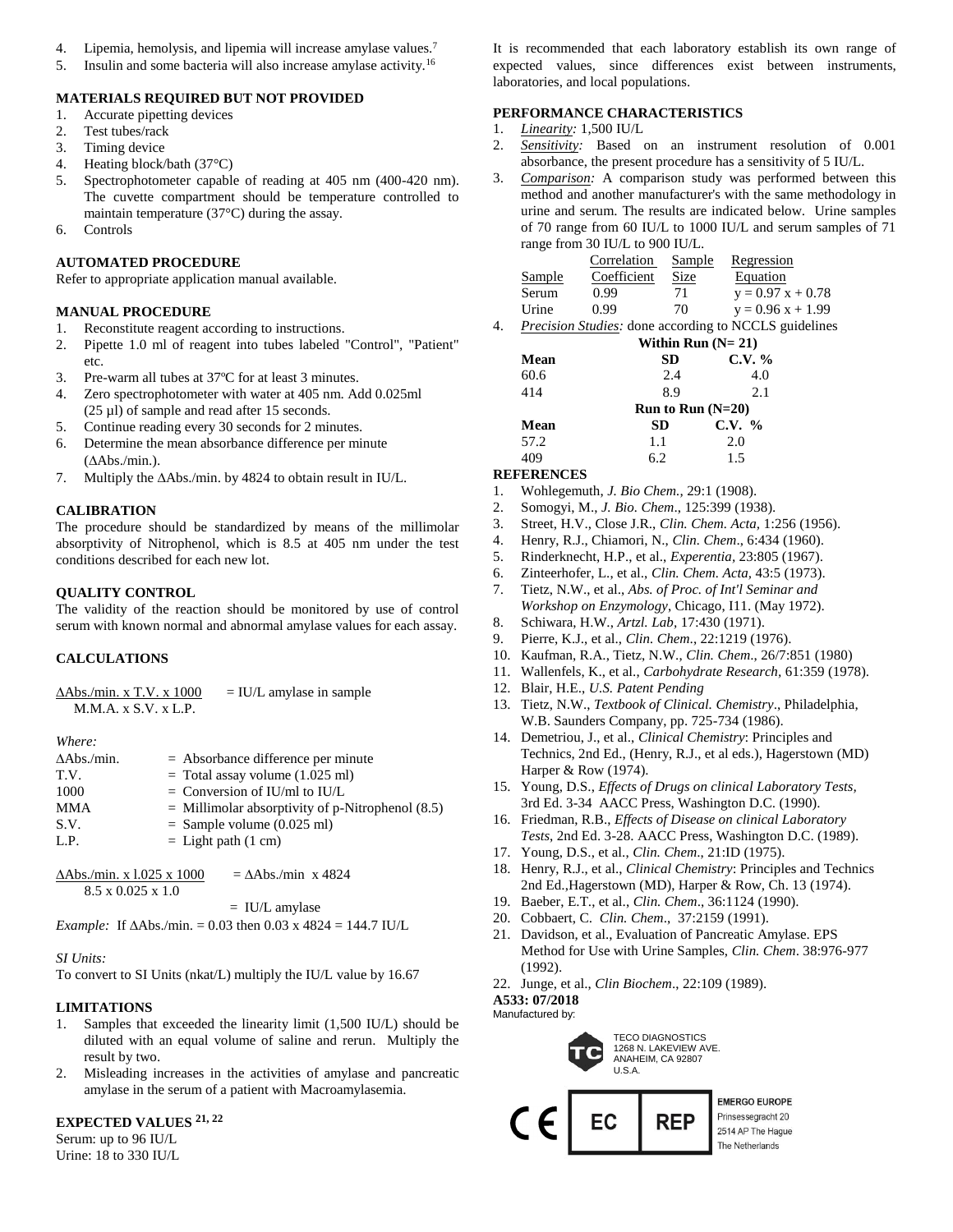4. Lipemia, hemolysis, and lipemia will increase amylase values.[7]
5. Insulin and some bacteria will also increase amylase activity.[16]

### MATERIALS REQUIRED BUT NOT PROVIDED

1. Accurate pipetting devices
2. Test tubes/rack
3. Timing device
4. Heating block/bath (37°C)
5. Spectrophotometer capable of reading at 405 nm (400-420 nm). The cuvette compartment should be temperature controlled to maintain temperature (37°C) during the assay.
6. Controls

### AUTOMATED PROCEDURE

Refer to appropriate application manual available.

### MANUAL PROCEDURE

1. Reconstitute reagent according to instructions.
2. Pipette 1.0 ml of reagent into tubes labeled "Control", "Patient" etc.
3. Pre-warm all tubes at 37ºC for at least 3 minutes.
4. Zero spectrophotometer with water at 405 nm. Add 0.025ml (25 µl) of sample and read after 15 seconds.
5. Continue reading every 30 seconds for 2 minutes.
6. Determine the mean absorbance difference per minute (ΔAbs./min.).
7. Multiply the ΔAbs./min. by 4824 to obtain result in IU/L.

### CALIBRATION

The procedure should be standardized by means of the millimolar absorptivity of Nitrophenol, which is 8.5 at 405 nm under the test conditions described for each new lot.

### QUALITY CONTROL

The validity of the reaction should be monitored by use of control serum with known normal and abnormal amylase values for each assay.

### CALCULATIONS

$$\frac{\Delta Abs./min. \times T.V. \times 1000}{M.M.A. \times S.V. \times L.P.} = \text{IU/L amylase in sample}$$

*Where:*

| | | |
|---|---|---|
| ΔAbs./min. | = | Absorbance difference per minute |
| T.V. | = | Total assay volume (1.025 ml) |
| 1000 | = | Conversion of IU/ml to IU/L |
| MMA | = | Millimolar absorptivity of p-Nitrophenol (8.5) |
| S.V. | = | Sample volume (0.025 ml) |
| L.P. | = | Light path (1 cm) |

$$\frac{\Delta Abs./min. \times 1.025 \times 1000}{8.5 \times 0.025 \times 1.0} = \Delta Abs./min \times 4824$$

$$= \text{IU/L amylase}$$

*Example:* If ΔAbs./min. = 0.03 then 0.03 x 4824 = 144.7 IU/L

*SI Units:*

To convert to SI Units (nkat/L) multiply the IU/L value by 16.67

### LIMITATIONS

1. Samples that exceeded the linearity limit (1,500 IU/L) should be diluted with an equal volume of saline and rerun. Multiply the result by two.
2. Misleading increases in the activities of amylase and pancreatic amylase in the serum of a patient with Macroamylasemia.

### EXPECTED VALUES [21, 22]

Serum: up to 96 IU/L
Urine: 18 to 330 IU/L

It is recommended that each laboratory establish its own range of expected values, since differences exist between instruments, laboratories, and local populations.

### PERFORMANCE CHARACTERISTICS

1. *Linearity:* 1,500 IU/L
2. *Sensitivity:* Based on an instrument resolution of 0.001 absorbance, the present procedure has a sensitivity of 5 IU/L.
3. *Comparison:* A comparison study was performed between this method and another manufacturer's with the same methodology in urine and serum. The results are indicated below. Urine samples of 70 range from 60 IU/L to 1000 IU/L and serum samples of 71 range from 30 IU/L to 900 IU/L.

| Sample | Correlation Coefficient | Sample Size | Regression Equation |
|---|---|---|---|
| Serum | 0.99 | 71 | y = 0.97 x + 0.78 |
| Urine | 0.99 | 70 | y = 0.96 x + 1.99 |

4. *Precision Studies:* done according to NCCLS guidelines

| Mean | SD | C.V. % |
|---|---|---|
| **Within Run (N= 21)** | | |
| 60.6 | 2.4 | 4.0 |
| 414 | 8.9 | 2.1 |
| **Run to Run (N=20)** | | |
| 57.2 | 1.1 | 2.0 |
| 409 | 6.2 | 1.5 |

### REFERENCES

1. Wohlegemuth, *J. Bio Chem.,* 29:1 (1908).
2. Somogyi, M., *J. Bio. Chem*., 125:399 (1938).
3. Street, H.V., Close J.R., *Clin. Chem. Acta,* 1:256 (1956).
4. Henry, R.J., Chiamori, N., *Clin. Chem*., 6:434 (1960).
5. Rinderknecht, H.P., et al., *Experentia,* 23:805 (1967).
6. Zinteerhofer, L., et al., *Clin. Chem. Acta,* 43:5 (1973).
7. Tietz, N.W., et al., *Abs. of Proc. of Int'l Seminar and Workshop on Enzymology*, Chicago, I11. (May 1972).
8. Schiwara, H.W., *Artzl. Lab,* 17:430 (1971).
9. Pierre, K.J., et al., *Clin. Chem*., 22:1219 (1976).
10. Kaufman, R.A., Tietz, N.W., *Clin. Chem*., 26/7:851 (1980)
11. Wallenfels, K., et al., *Carbohydrate Research,* 61:359 (1978).
12. Blair, H.E., *U.S. Patent Pending*
13. Tietz, N.W., *Textbook of Clinical. Chemistry*., Philadelphia, W.B. Saunders Company, pp. 725-734 (1986).
14. Demetriou, J., et al., *Clinical Chemistry*: Principles and Technics, 2nd Ed., (Henry, R.J., et al eds.), Hagerstown (MD) Harper & Row (1974).
15. Young, D.S., *Effects of Drugs on clinical Laboratory Tests,* 3rd Ed. 3-34 AACC Press, Washington D.C. (1990).
16. Friedman, R.B., *Effects of Disease on clinical Laboratory Tests,* 2nd Ed. 3-28. AACC Press, Washington D.C. (1989).
17. Young, D.S., et al., *Clin. Chem*., 21:ID (1975).
18. Henry, R.J., et al., *Clinical Chemistry*: Principles and Technics 2nd Ed.,Hagerstown (MD), Harper & Row, Ch. 13 (1974).
19. Baeber, E.T., et al., *Clin. Chem*., 36:1124 (1990).
20. Cobbaert, C. *Clin. Chem*., 37:2159 (1991).
21. Davidson, et al., Evaluation of Pancreatic Amylase. EPS Method for Use with Urine Samples, *Clin. Chem*. 38:976-977 (1992).
22. Junge, et al., *Clin Biochem*., 22:109 (1989).

**A533: 07/2018**

Manufactured by:

TECO DIAGNOSTICS
1268 N. LAKEVIEW AVE.
ANAHEIM, CA 92807
U.S.A.

EC REP
EMERGO EUROPE
Prinsessegracht 20
2514 AP The Hague
The Netherlands